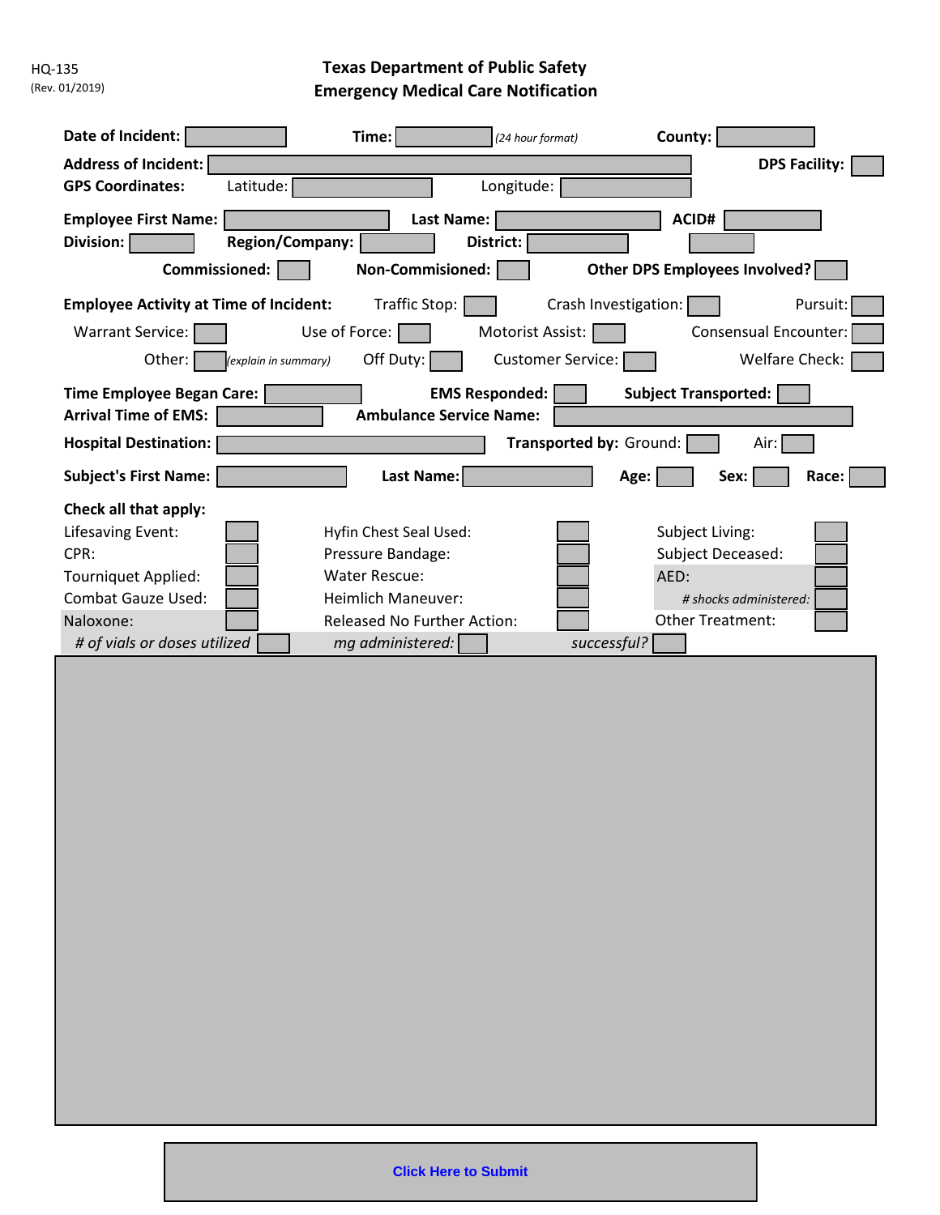HQ-135
(Rev. 01/2019)

# Texas Department of Public Safety
## Emergency Medical Care Notification

**Date of Incident:** ______ **Time:** ______ *(24 hour format)* **County:** ______

**Address of Incident:** ______ **DPS Facility:** ______

**GPS Coordinates:** Latitude: ______ Longitude: ______

**Employee First Name:** ______ **Last Name:** ______ **ACID#** ______

**Division:** ______ **Region/Company:** ______ **District:** ______ ______

**Commissioned:** ______ **Non-Commisioned:** ______ **Other DPS Employees Involved?** ______

**Employee Activity at Time of Incident:** Traffic Stop: ______ Crash Investigation: ______ Pursuit: ______

Warrant Service: ______ Use of Force: ______ Motorist Assist: ______ Consensual Encounter: ______

Other: ______ *(explain in summary)* Off Duty: ______ Customer Service: ______ Welfare Check: ______

**Time Employee Began Care:** ______ **EMS Responded:** ______ **Subject Transported:** ______

**Arrival Time of EMS:** ______ **Ambulance Service Name:** ______

**Hospital Destination:** ______ **Transported by:** Ground: ______ Air: ______

**Subject's First Name:** ______ **Last Name:** ______ **Age:** ______ **Sex:** ______ **Race:** ______

**Check all that apply:**

| | | | | | |
|---|---|---|---|---|---|
| Lifesaving Event: | | Hyfin Chest Seal Used: | | Subject Living: | |
| CPR: | | Pressure Bandage: | | Subject Deceased: | |
| Tourniquet Applied: | | Water Rescue: | | AED: | |
| Combat Gauze Used: | | Heimlich Maneuver: | | *# shocks administered:* | |
| Naloxone: | | Released No Further Action: | | Other Treatment: | |

*# of vials or doses utilized* ______ *mg administered:* ______ *successful?* ______

Click Here to Submit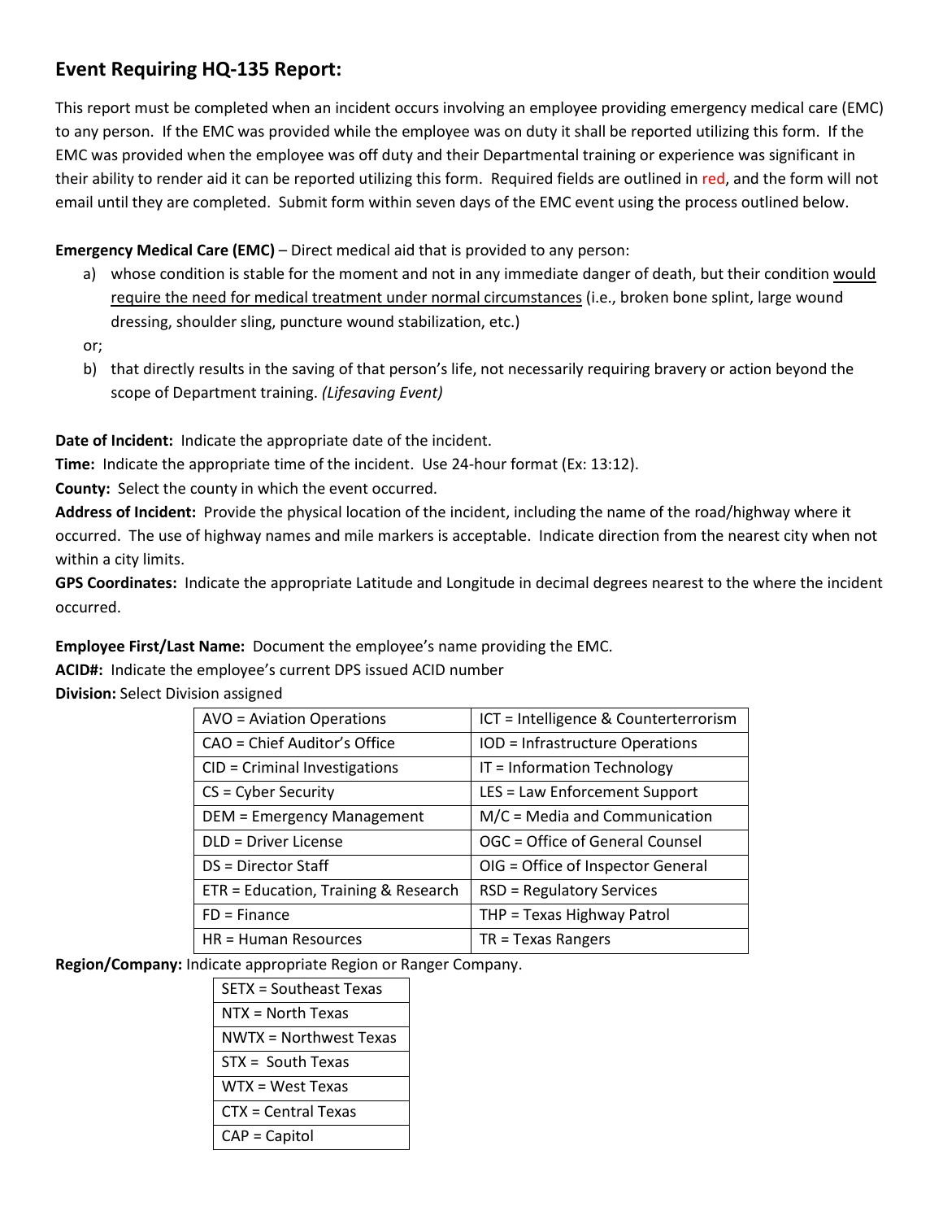## Event Requiring HQ-135 Report:

This report must be completed when an incident occurs involving an employee providing emergency medical care (EMC) to any person. If the EMC was provided while the employee was on duty it shall be reported utilizing this form. If the EMC was provided when the employee was off duty and their Departmental training or experience was significant in their ability to render aid it can be reported utilizing this form. Required fields are outlined in red, and the form will not email until they are completed. Submit form within seven days of the EMC event using the process outlined below.

**Emergency Medical Care (EMC)** – Direct medical aid that is provided to any person:

a) whose condition is stable for the moment and not in any immediate danger of death, but their condition <u>would require the need for medical treatment under normal circumstances</u> (i.e., broken bone splint, large wound dressing, shoulder sling, puncture wound stabilization, etc.)

or;

b) that directly results in the saving of that person's life, not necessarily requiring bravery or action beyond the scope of Department training. *(Lifesaving Event)*

**Date of Incident:** Indicate the appropriate date of the incident.
**Time:** Indicate the appropriate time of the incident. Use 24-hour format (Ex: 13:12).
**County:** Select the county in which the event occurred.
**Address of Incident:** Provide the physical location of the incident, including the name of the road/highway where it occurred. The use of highway names and mile markers is acceptable. Indicate direction from the nearest city when not within a city limits.
**GPS Coordinates:** Indicate the appropriate Latitude and Longitude in decimal degrees nearest to the where the incident occurred.

**Employee First/Last Name:** Document the employee's name providing the EMC.
**ACID#:** Indicate the employee's current DPS issued ACID number
**Division:** Select Division assigned

| | |
|---|---|
| AVO = Aviation Operations | ICT = Intelligence & Counterterrorism |
| CAO = Chief Auditor's Office | IOD = Infrastructure Operations |
| CID = Criminal Investigations | IT = Information Technology |
| CS = Cyber Security | LES = Law Enforcement Support |
| DEM = Emergency Management | M/C = Media and Communication |
| DLD = Driver License | OGC = Office of General Counsel |
| DS = Director Staff | OIG = Office of Inspector General |
| ETR = Education, Training & Research | RSD = Regulatory Services |
| FD = Finance | THP = Texas Highway Patrol |
| HR = Human Resources | TR = Texas Rangers |

**Region/Company:** Indicate appropriate Region or Ranger Company.

| |
|---|
| SETX = Southeast Texas |
| NTX = North Texas |
| NWTX = Northwest Texas |
| STX = South Texas |
| WTX = West Texas |
| CTX = Central Texas |
| CAP = Capitol |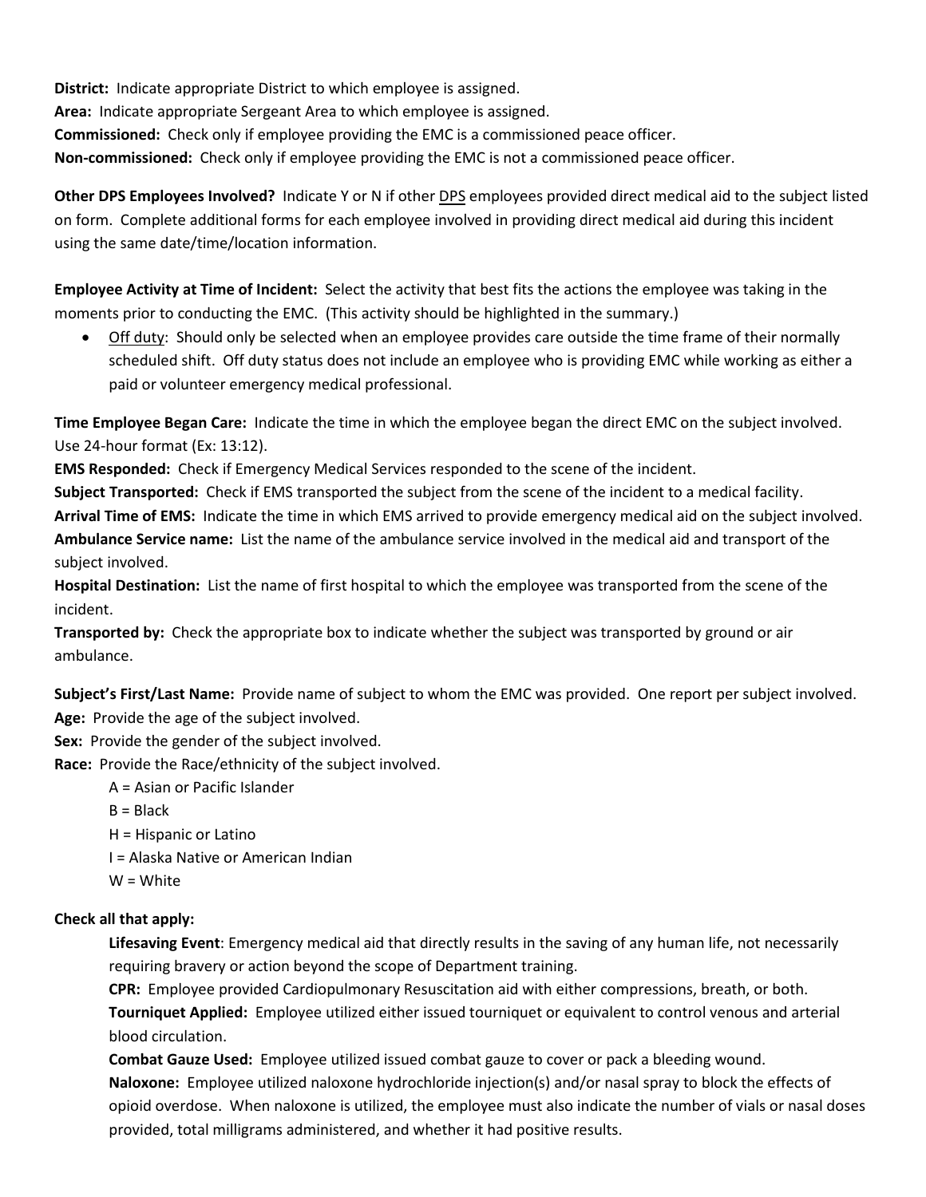**District:** Indicate appropriate District to which employee is assigned.
**Area:** Indicate appropriate Sergeant Area to which employee is assigned.
**Commissioned:** Check only if employee providing the EMC is a commissioned peace officer.
**Non-commissioned:** Check only if employee providing the EMC is not a commissioned peace officer.

**Other DPS Employees Involved?** Indicate Y or N if other DPS employees provided direct medical aid to the subject listed on form. Complete additional forms for each employee involved in providing direct medical aid during this incident using the same date/time/location information.

**Employee Activity at Time of Incident:** Select the activity that best fits the actions the employee was taking in the moments prior to conducting the EMC. (This activity should be highlighted in the summary.)

- Off duty: Should only be selected when an employee provides care outside the time frame of their normally scheduled shift. Off duty status does not include an employee who is providing EMC while working as either a paid or volunteer emergency medical professional.

**Time Employee Began Care:** Indicate the time in which the employee began the direct EMC on the subject involved. Use 24-hour format (Ex: 13:12).
**EMS Responded:** Check if Emergency Medical Services responded to the scene of the incident.
**Subject Transported:** Check if EMS transported the subject from the scene of the incident to a medical facility.
**Arrival Time of EMS:** Indicate the time in which EMS arrived to provide emergency medical aid on the subject involved.
**Ambulance Service name:** List the name of the ambulance service involved in the medical aid and transport of the subject involved.
**Hospital Destination:** List the name of first hospital to which the employee was transported from the scene of the incident.
**Transported by:** Check the appropriate box to indicate whether the subject was transported by ground or air ambulance.

**Subject's First/Last Name:** Provide name of subject to whom the EMC was provided. One report per subject involved.
**Age:** Provide the age of the subject involved.
**Sex:** Provide the gender of the subject involved.
**Race:** Provide the Race/ethnicity of the subject involved.

A = Asian or Pacific Islander
B = Black
H = Hispanic or Latino
I = Alaska Native or American Indian
W = White

**Check all that apply:**

**Lifesaving Event**: Emergency medical aid that directly results in the saving of any human life, not necessarily requiring bravery or action beyond the scope of Department training.
**CPR:** Employee provided Cardiopulmonary Resuscitation aid with either compressions, breath, or both.
**Tourniquet Applied:** Employee utilized either issued tourniquet or equivalent to control venous and arterial blood circulation.
**Combat Gauze Used:** Employee utilized issued combat gauze to cover or pack a bleeding wound.
**Naloxone:** Employee utilized naloxone hydrochloride injection(s) and/or nasal spray to block the effects of opioid overdose. When naloxone is utilized, the employee must also indicate the number of vials or nasal doses provided, total milligrams administered, and whether it had positive results.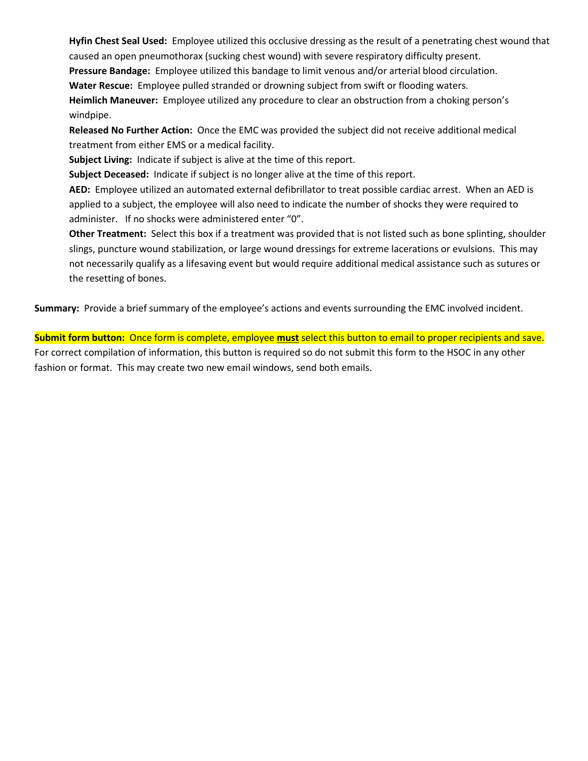**Hyfin Chest Seal Used:** Employee utilized this occlusive dressing as the result of a penetrating chest wound that caused an open pneumothorax (sucking chest wound) with severe respiratory difficulty present.

**Pressure Bandage:** Employee utilized this bandage to limit venous and/or arterial blood circulation.

**Water Rescue:** Employee pulled stranded or drowning subject from swift or flooding waters.

**Heimlich Maneuver:** Employee utilized any procedure to clear an obstruction from a choking person's windpipe.

**Released No Further Action:** Once the EMC was provided the subject did not receive additional medical treatment from either EMS or a medical facility.

**Subject Living:** Indicate if subject is alive at the time of this report.

**Subject Deceased:** Indicate if subject is no longer alive at the time of this report.

**AED:** Employee utilized an automated external defibrillator to treat possible cardiac arrest. When an AED is applied to a subject, the employee will also need to indicate the number of shocks they were required to administer. If no shocks were administered enter "0".

**Other Treatment:** Select this box if a treatment was provided that is not listed such as bone splinting, shoulder slings, puncture wound stabilization, or large wound dressings for extreme lacerations or evulsions. This may not necessarily qualify as a lifesaving event but would require additional medical assistance such as sutures or the resetting of bones.

**Summary:** Provide a brief summary of the employee's actions and events surrounding the EMC involved incident.

**Submit form button:** Once form is complete, employee **must** select this button to email to proper recipients and save. For correct compilation of information, this button is required so do not submit this form to the HSOC in any other fashion or format. This may create two new email windows, send both emails.